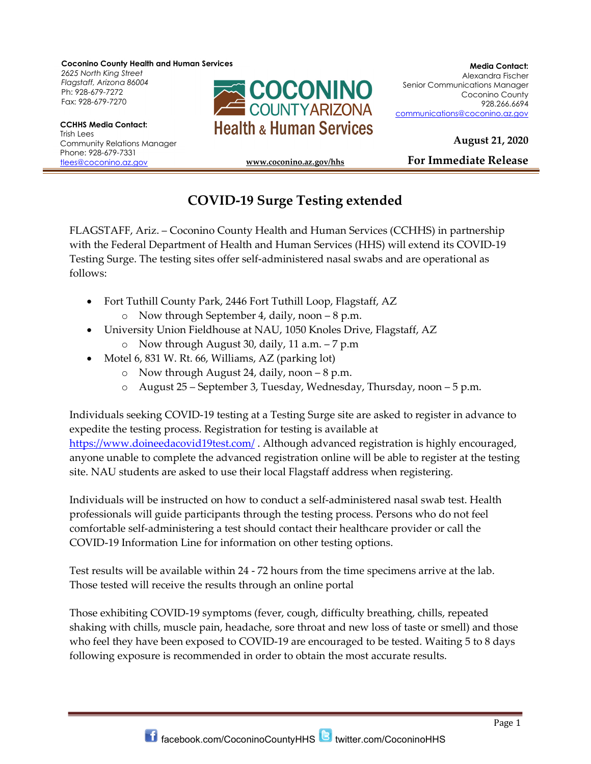**Coconino County Health and Human Services**
*2625 North King Street*
*Flagstaff, Arizona 86004*
Ph: 928-679-7272
Fax: 928-679-7270

**CCHHS Media Contact:**
Trish Lees
Community Relations Manager
Phone: 928-679-7331
tlees@coconino.az.gov

**COCONINO COUNTY ARIZONA Health & Human Services**

www.coconino.az.gov/hhs

**Media Contact:**
Alexandra Fischer
Senior Communications Manager
Coconino County
928.266.6694
communications@coconino.az.gov

**August 21, 2020**

**For Immediate Release**

# COVID-19 Surge Testing extended

FLAGSTAFF, Ariz. – Coconino County Health and Human Services (CCHHS) in partnership with the Federal Department of Health and Human Services (HHS) will extend its COVID-19 Testing Surge. The testing sites offer self-administered nasal swabs and are operational as follows:

- Fort Tuthill County Park, 2446 Fort Tuthill Loop, Flagstaff, AZ
  - Now through September 4, daily, noon – 8 p.m.
- University Union Fieldhouse at NAU, 1050 Knoles Drive, Flagstaff, AZ
  - Now through August 30, daily, 11 a.m. – 7 p.m
- Motel 6, 831 W. Rt. 66, Williams, AZ (parking lot)
  - Now through August 24, daily, noon – 8 p.m.
  - August 25 – September 3, Tuesday, Wednesday, Thursday, noon – 5 p.m.

Individuals seeking COVID-19 testing at a Testing Surge site are asked to register in advance to expedite the testing process. Registration for testing is available at https://www.doineedacovid19test.com/ . Although advanced registration is highly encouraged, anyone unable to complete the advanced registration online will be able to register at the testing site. NAU students are asked to use their local Flagstaff address when registering.

Individuals will be instructed on how to conduct a self-administered nasal swab test. Health professionals will guide participants through the testing process. Persons who do not feel comfortable self-administering a test should contact their healthcare provider or call the COVID-19 Information Line for information on other testing options.

Test results will be available within 24 - 72 hours from the time specimens arrive at the lab. Those tested will receive the results through an online portal

Those exhibiting COVID-19 symptoms (fever, cough, difficulty breathing, chills, repeated shaking with chills, muscle pain, headache, sore throat and new loss of taste or smell) and those who feel they have been exposed to COVID-19 are encouraged to be tested. Waiting 5 to 8 days following exposure is recommended in order to obtain the most accurate results.

facebook.com/CoconinoCountyHHS twitter.com/CoconinoHHS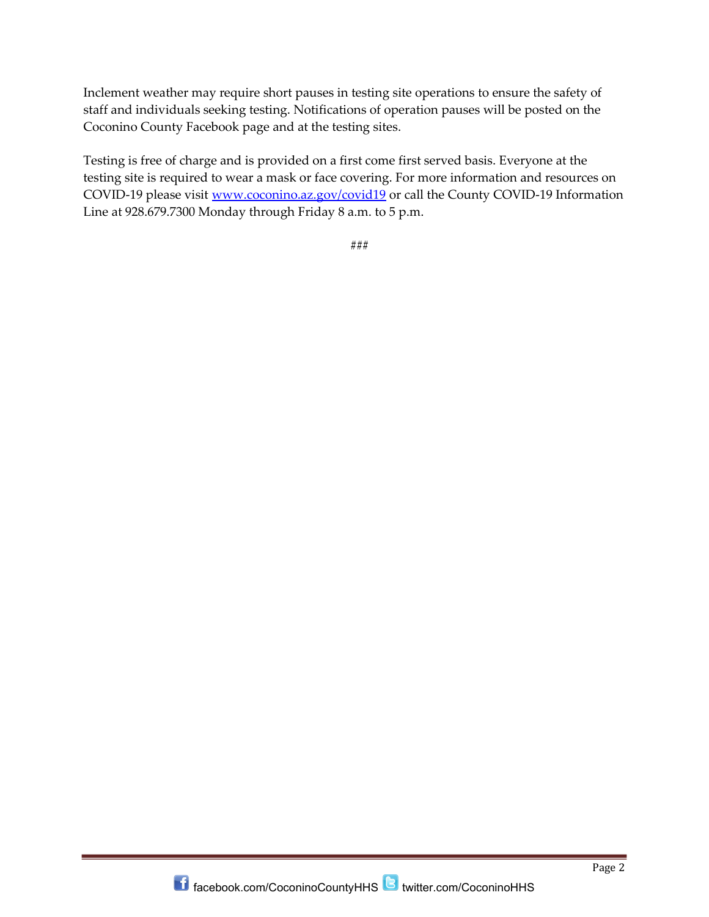Inclement weather may require short pauses in testing site operations to ensure the safety of staff and individuals seeking testing. Notifications of operation pauses will be posted on the Coconino County Facebook page and at the testing sites.

Testing is free of charge and is provided on a first come first served basis. Everyone at the testing site is required to wear a mask or face covering. For more information and resources on COVID-19 please visit [www.coconino.az.gov/covid19](http://www.coconino.az.gov/covid19) or call the County COVID-19 Information Line at 928.679.7300 Monday through Friday 8 a.m. to 5 p.m.

###

facebook.com/CoconinoCountyHHS twitter.com/CoconinoHHS